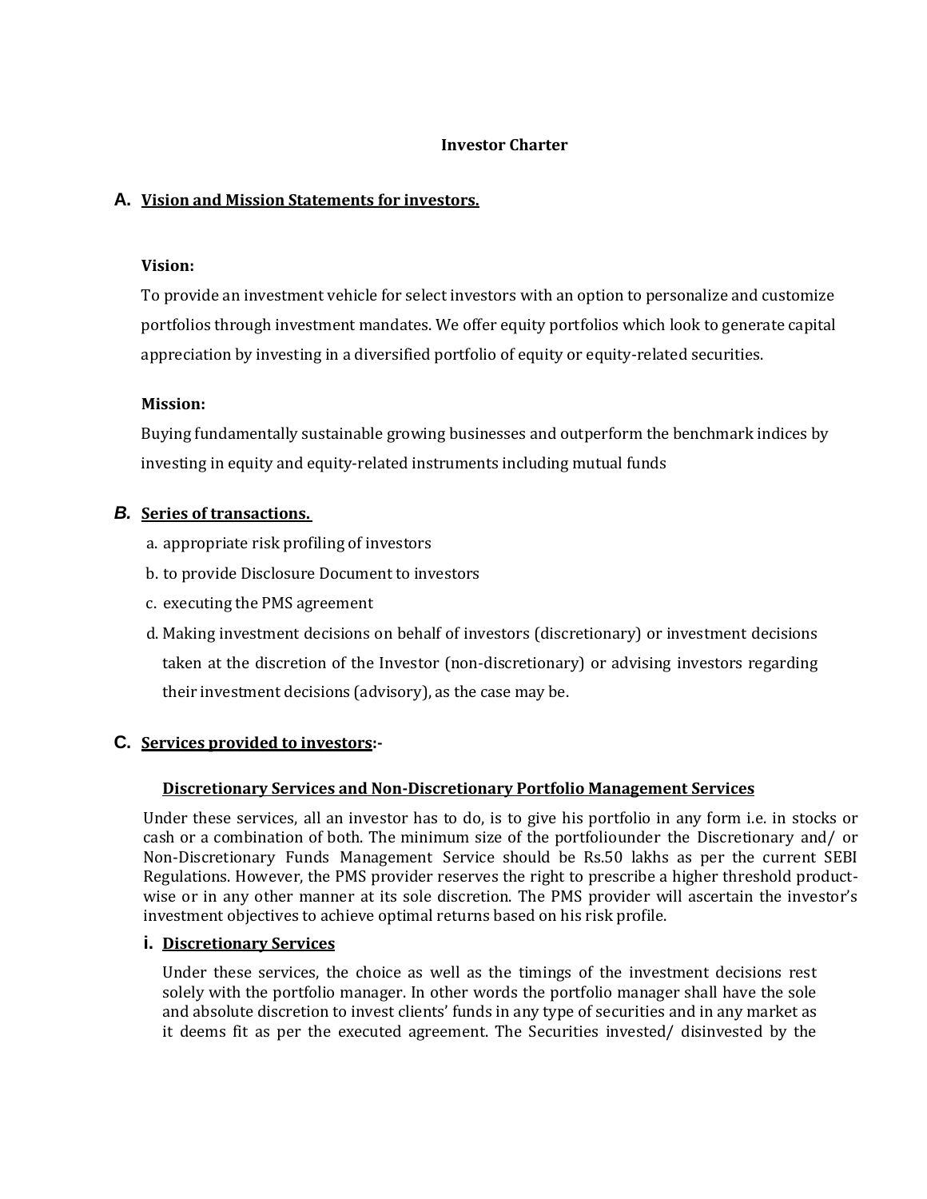# Investor Charter

## A. Vision and Mission Statements for investors.

**Vision:**

To provide an investment vehicle for select investors with an option to personalize and customize portfolios through investment mandates. We offer equity portfolios which look to generate capital appreciation by investing in a diversified portfolio of equity or equity-related securities.

**Mission:**

Buying fundamentally sustainable growing businesses and outperform the benchmark indices by investing in equity and equity-related instruments including mutual funds

## B. Series of transactions.

a. appropriate risk profiling of investors

b. to provide Disclosure Document to investors

c. executing the PMS agreement

d. Making investment decisions on behalf of investors (discretionary) or investment decisions taken at the discretion of the Investor (non-discretionary) or advising investors regarding their investment decisions (advisory), as the case may be.

## C. Services provided to investors:-

### Discretionary Services and Non-Discretionary Portfolio Management Services

Under these services, all an investor has to do, is to give his portfolio in any form i.e. in stocks or cash or a combination of both. The minimum size of the portfoliounder the Discretionary and/ or Non-Discretionary Funds Management Service should be Rs.50 lakhs as per the current SEBI Regulations. However, the PMS provider reserves the right to prescribe a higher threshold product-wise or in any other manner at its sole discretion. The PMS provider will ascertain the investor's investment objectives to achieve optimal returns based on his risk profile.

### i. Discretionary Services

Under these services, the choice as well as the timings of the investment decisions rest solely with the portfolio manager. In other words the portfolio manager shall have the sole and absolute discretion to invest clients' funds in any type of securities and in any market as it deems fit as per the executed agreement. The Securities invested/ disinvested by the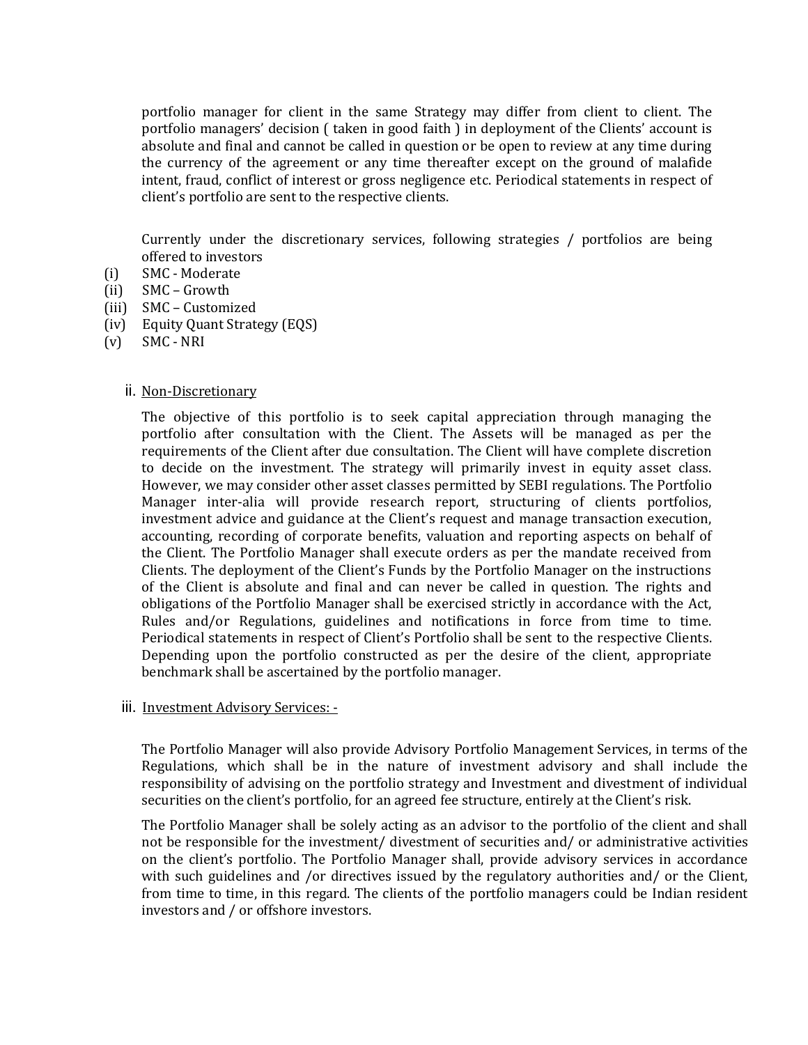portfolio manager for client in the same Strategy may differ from client to client. The portfolio managers' decision ( taken in good faith ) in deployment of the Clients' account is absolute and final and cannot be called in question or be open to review at any time during the currency of the agreement or any time thereafter except on the ground of malafide intent, fraud, conflict of interest or gross negligence etc. Periodical statements in respect of client's portfolio are sent to the respective clients.

Currently under the discretionary services, following strategies / portfolios are being offered to investors

(i) SMC - Moderate
(ii) SMC – Growth
(iii) SMC – Customized
(iv) Equity Quant Strategy (EQS)
(v) SMC - NRI

ii. <u>Non-Discretionary</u>

The objective of this portfolio is to seek capital appreciation through managing the portfolio after consultation with the Client. The Assets will be managed as per the requirements of the Client after due consultation. The Client will have complete discretion to decide on the investment. The strategy will primarily invest in equity asset class. However, we may consider other asset classes permitted by SEBI regulations. The Portfolio Manager inter-alia will provide research report, structuring of clients portfolios, investment advice and guidance at the Client's request and manage transaction execution, accounting, recording of corporate benefits, valuation and reporting aspects on behalf of the Client. The Portfolio Manager shall execute orders as per the mandate received from Clients. The deployment of the Client's Funds by the Portfolio Manager on the instructions of the Client is absolute and final and can never be called in question. The rights and obligations of the Portfolio Manager shall be exercised strictly in accordance with the Act, Rules and/or Regulations, guidelines and notifications in force from time to time. Periodical statements in respect of Client's Portfolio shall be sent to the respective Clients. Depending upon the portfolio constructed as per the desire of the client, appropriate benchmark shall be ascertained by the portfolio manager.

iii. <u>Investment Advisory Services: -</u>

The Portfolio Manager will also provide Advisory Portfolio Management Services, in terms of the Regulations, which shall be in the nature of investment advisory and shall include the responsibility of advising on the portfolio strategy and Investment and divestment of individual securities on the client's portfolio, for an agreed fee structure, entirely at the Client's risk.

The Portfolio Manager shall be solely acting as an advisor to the portfolio of the client and shall not be responsible for the investment/ divestment of securities and/ or administrative activities on the client's portfolio. The Portfolio Manager shall, provide advisory services in accordance with such guidelines and /or directives issued by the regulatory authorities and/ or the Client, from time to time, in this regard. The clients of the portfolio managers could be Indian resident investors and / or offshore investors.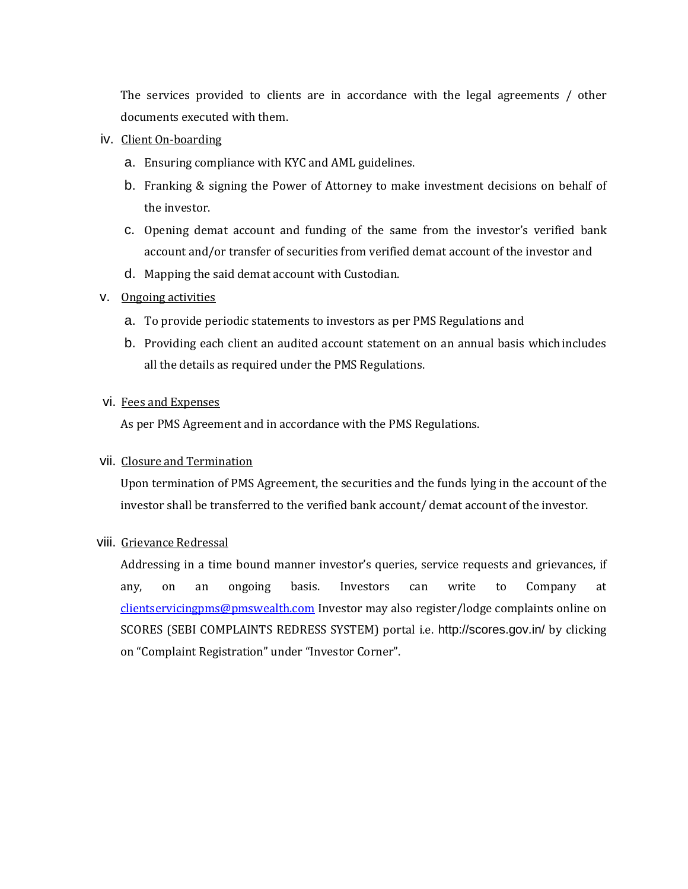The services provided to clients are in accordance with the legal agreements / other documents executed with them.

iv. Client On-boarding

   a. Ensuring compliance with KYC and AML guidelines.
   b. Franking & signing the Power of Attorney to make investment decisions on behalf of the investor.
   c. Opening demat account and funding of the same from the investor's verified bank account and/or transfer of securities from verified demat account of the investor and
   d. Mapping the said demat account with Custodian.

v. Ongoing activities

   a. To provide periodic statements to investors as per PMS Regulations and
   b. Providing each client an audited account statement on an annual basis which includes all the details as required under the PMS Regulations.

vi. Fees and Expenses

As per PMS Agreement and in accordance with the PMS Regulations.

vii. Closure and Termination

Upon termination of PMS Agreement, the securities and the funds lying in the account of the investor shall be transferred to the verified bank account/ demat account of the investor.

viii. Grievance Redressal

Addressing in a time bound manner investor's queries, service requests and grievances, if any, on an ongoing basis. Investors can write to Company at clientservicingpms@pmswealth.com Investor may also register/lodge complaints online on SCORES (SEBI COMPLAINTS REDRESS SYSTEM) portal i.e. http://scores.gov.in/ by clicking on "Complaint Registration" under "Investor Corner".